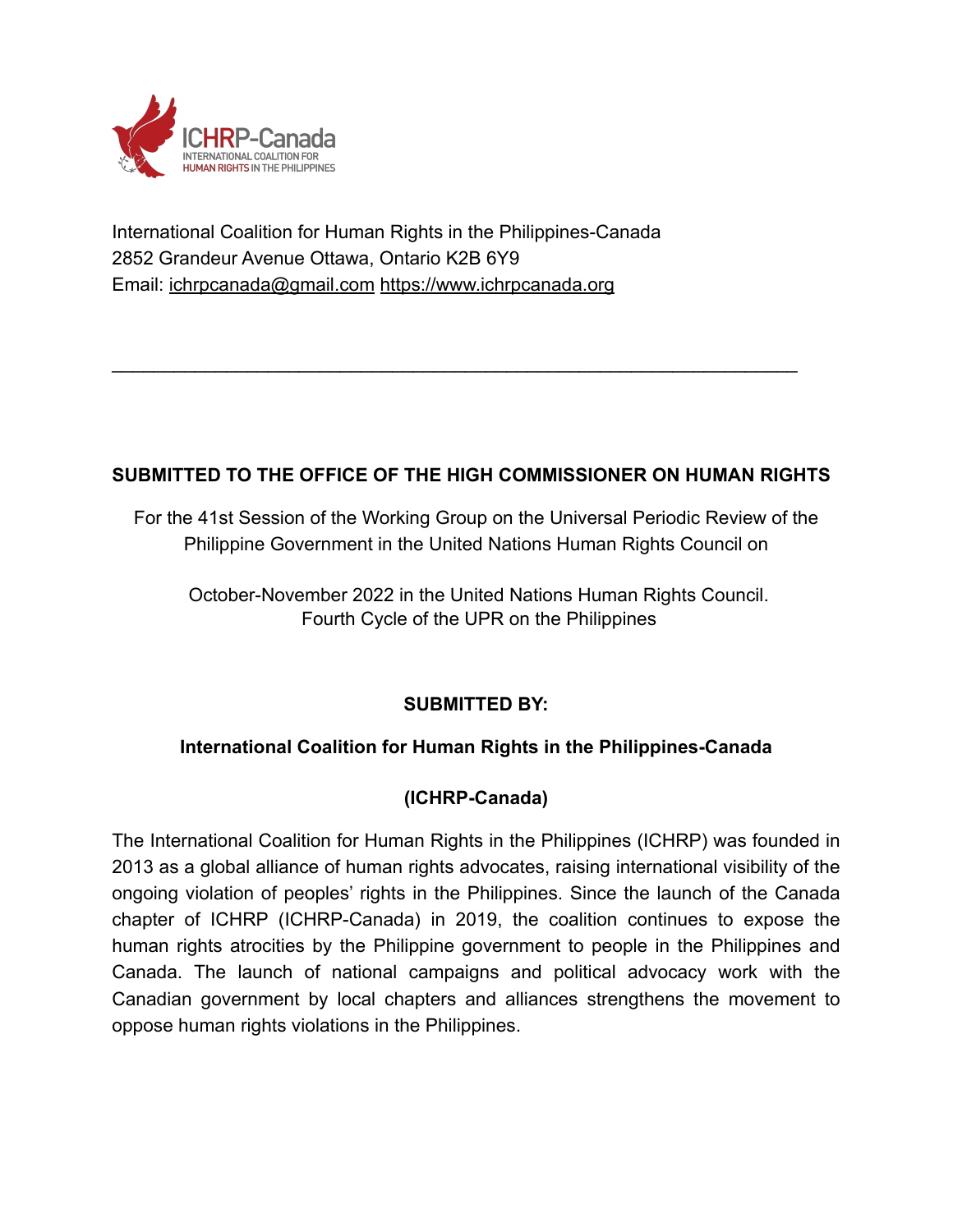ICHRP-Canada
INTERNATIONAL COALITION FOR
HUMAN RIGHTS IN THE PHILIPPINES

International Coalition for Human Rights in the Philippines-Canada
2852 Grandeur Avenue Ottawa, Ontario K2B 6Y9
Email: ichrpcanada@gmail.com https://www.ichrpcanada.org

---

**SUBMITTED TO THE OFFICE OF THE HIGH COMMISSIONER ON HUMAN RIGHTS**

For the 41st Session of the Working Group on the Universal Periodic Review of the Philippine Government in the United Nations Human Rights Council on

October-November 2022 in the United Nations Human Rights Council.
Fourth Cycle of the UPR on the Philippines

**SUBMITTED BY:**

**International Coalition for Human Rights in the Philippines-Canada**

**(ICHRP-Canada)**

The International Coalition for Human Rights in the Philippines (ICHRP) was founded in 2013 as a global alliance of human rights advocates, raising international visibility of the ongoing violation of peoples' rights in the Philippines. Since the launch of the Canada chapter of ICHRP (ICHRP-Canada) in 2019, the coalition continues to expose the human rights atrocities by the Philippine government to people in the Philippines and Canada. The launch of national campaigns and political advocacy work with the Canadian government by local chapters and alliances strengthens the movement to oppose human rights violations in the Philippines.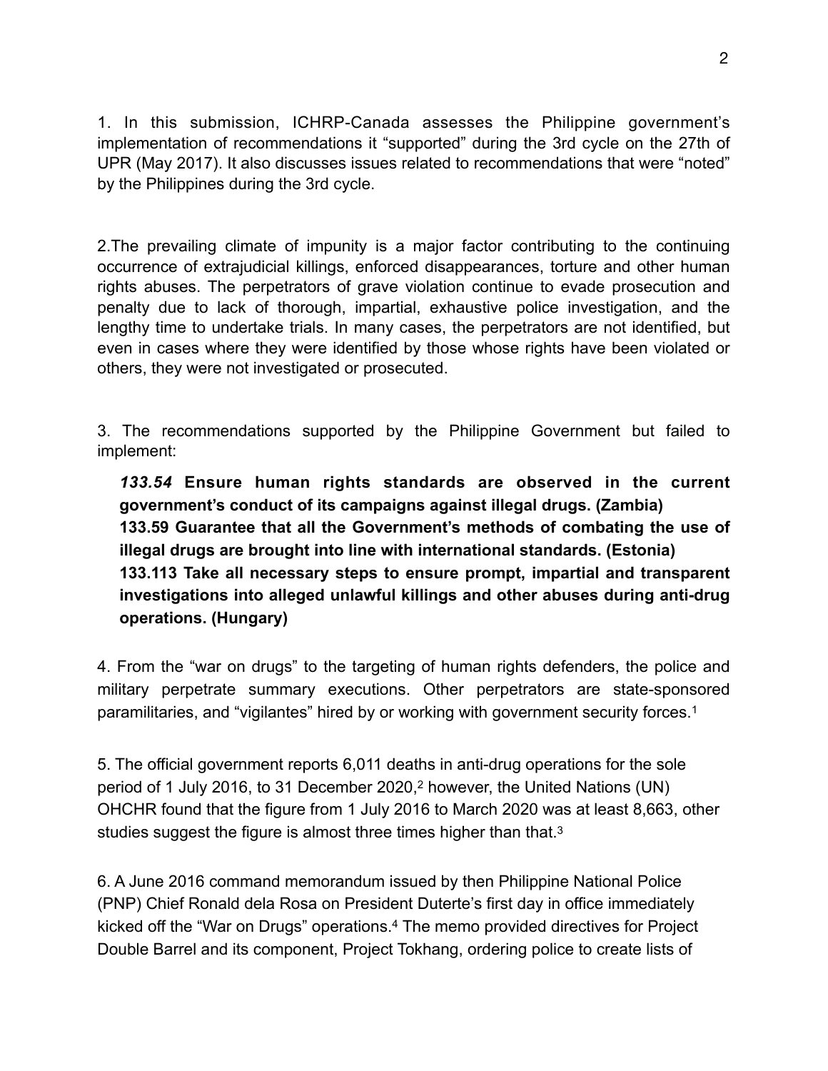1. In this submission, ICHRP-Canada assesses the Philippine government's implementation of recommendations it "supported" during the 3rd cycle on the 27th of UPR (May 2017). It also discusses issues related to recommendations that were "noted" by the Philippines during the 3rd cycle.

2.The prevailing climate of impunity is a major factor contributing to the continuing occurrence of extrajudicial killings, enforced disappearances, torture and other human rights abuses. The perpetrators of grave violation continue to evade prosecution and penalty due to lack of thorough, impartial, exhaustive police investigation, and the lengthy time to undertake trials. In many cases, the perpetrators are not identified, but even in cases where they were identified by those whose rights have been violated or others, they were not investigated or prosecuted.

3. The recommendations supported by the Philippine Government but failed to implement:

> ***133.54*** **Ensure human rights standards are observed in the current government's conduct of its campaigns against illegal drugs. (Zambia)**
> **133.59 Guarantee that all the Government's methods of combating the use of illegal drugs are brought into line with international standards. (Estonia)**
> **133.113 Take all necessary steps to ensure prompt, impartial and transparent investigations into alleged unlawful killings and other abuses during anti-drug operations. (Hungary)**

4. From the "war on drugs" to the targeting of human rights defenders, the police and military perpetrate summary executions. Other perpetrators are state-sponsored paramilitaries, and "vigilantes" hired by or working with government security forces.[1]

5. The official government reports 6,011 deaths in anti-drug operations for the sole period of 1 July 2016, to 31 December 2020,[2] however, the United Nations (UN) OHCHR found that the figure from 1 July 2016 to March 2020 was at least 8,663, other studies suggest the figure is almost three times higher than that.[3]

6. A June 2016 command memorandum issued by then Philippine National Police (PNP) Chief Ronald dela Rosa on President Duterte's first day in office immediately kicked off the "War on Drugs" operations.[4] The memo provided directives for Project Double Barrel and its component, Project Tokhang, ordering police to create lists of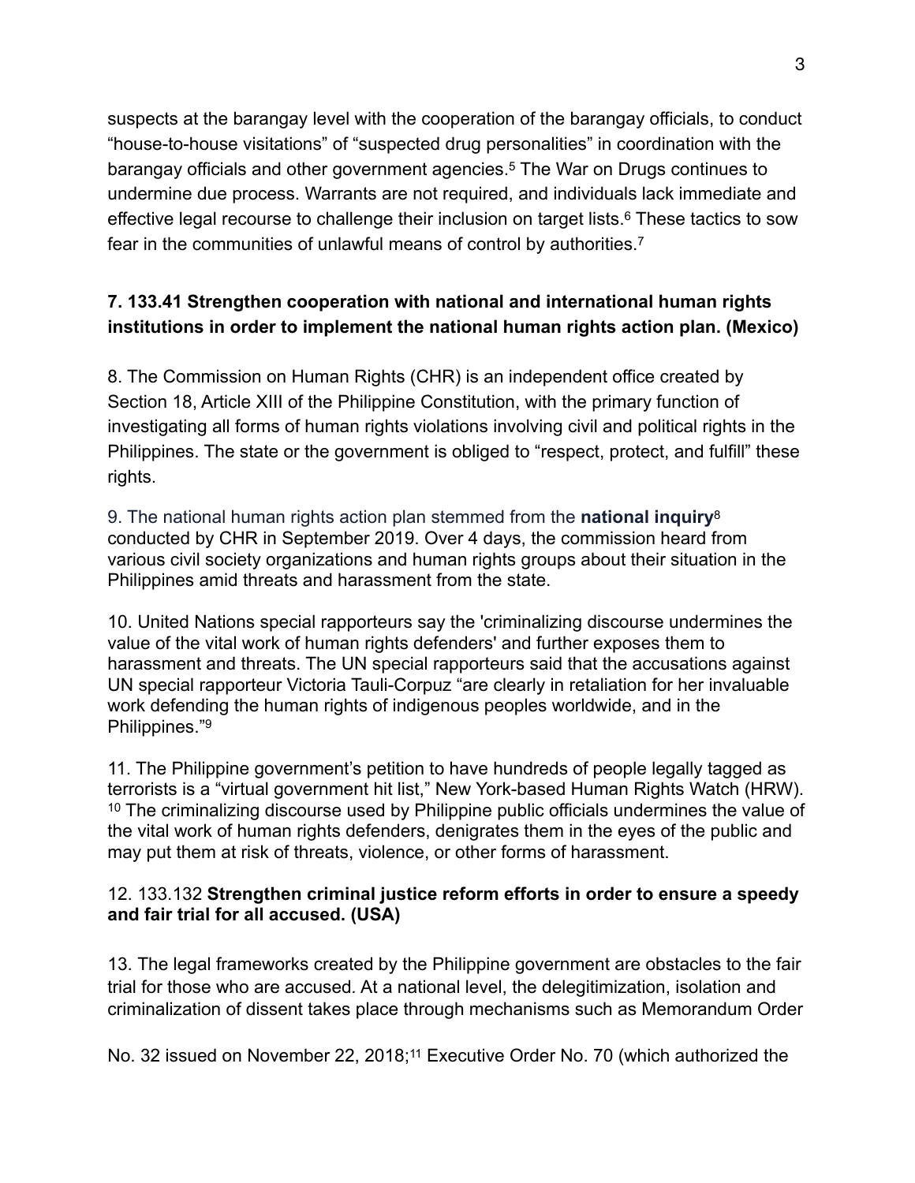suspects at the barangay level with the cooperation of the barangay officials, to conduct "house-to-house visitations" of "suspected drug personalities" in coordination with the barangay officials and other government agencies.[5] The War on Drugs continues to undermine due process. Warrants are not required, and individuals lack immediate and effective legal recourse to challenge their inclusion on target lists.[6] These tactics to sow fear in the communities of unlawful means of control by authorities.[7]

**7. 133.41 Strengthen cooperation with national and international human rights institutions in order to implement the national human rights action plan. (Mexico)**

8. The Commission on Human Rights (CHR) is an independent office created by Section 18, Article XIII of the Philippine Constitution, with the primary function of investigating all forms of human rights violations involving civil and political rights in the Philippines. The state or the government is obliged to "respect, protect, and fulfill" these rights.

9. The national human rights action plan stemmed from the **national inquiry**[8] conducted by CHR in September 2019. Over 4 days, the commission heard from various civil society organizations and human rights groups about their situation in the Philippines amid threats and harassment from the state.

10. United Nations special rapporteurs say the 'criminalizing discourse undermines the value of the vital work of human rights defenders' and further exposes them to harassment and threats. The UN special rapporteurs said that the accusations against UN special rapporteur Victoria Tauli-Corpuz "are clearly in retaliation for her invaluable work defending the human rights of indigenous peoples worldwide, and in the Philippines."[9]

11. The Philippine government's petition to have hundreds of people legally tagged as terrorists is a "virtual government hit list," New York-based Human Rights Watch (HRW).[10] The criminalizing discourse used by Philippine public officials undermines the value of the vital work of human rights defenders, denigrates them in the eyes of the public and may put them at risk of threats, violence, or other forms of harassment.

12. 133.132 **Strengthen criminal justice reform efforts in order to ensure a speedy and fair trial for all accused. (USA)**

13. The legal frameworks created by the Philippine government are obstacles to the fair trial for those who are accused. At a national level, the delegitimization, isolation and criminalization of dissent takes place through mechanisms such as Memorandum Order No. 32 issued on November 22, 2018;[11] Executive Order No. 70 (which authorized the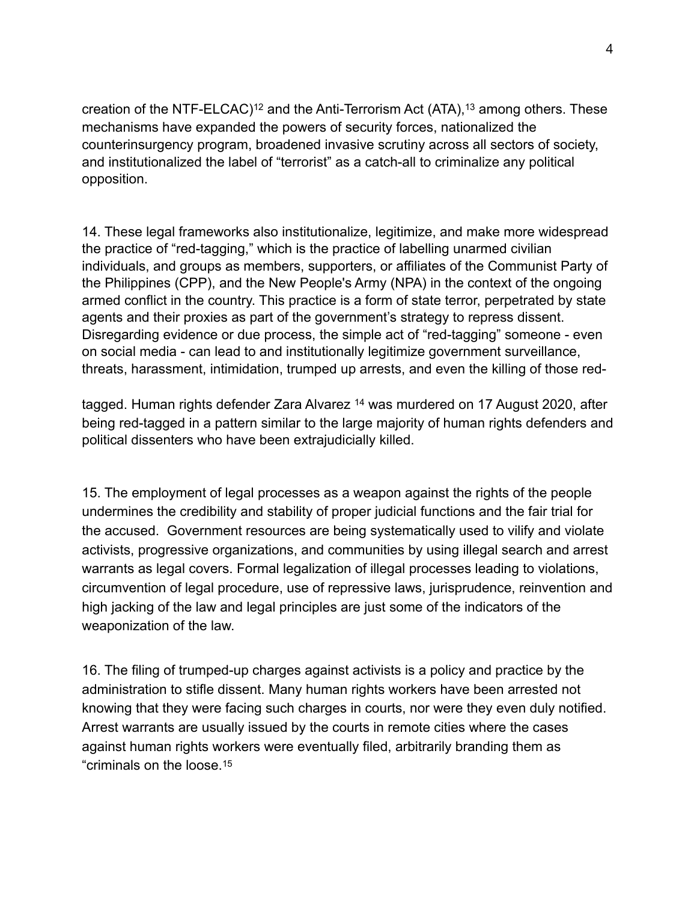creation of the NTF-ELCAC)[12] and the Anti-Terrorism Act (ATA),[13] among others. These mechanisms have expanded the powers of security forces, nationalized the counterinsurgency program, broadened invasive scrutiny across all sectors of society, and institutionalized the label of "terrorist" as a catch-all to criminalize any political opposition.

14. These legal frameworks also institutionalize, legitimize, and make more widespread the practice of "red-tagging," which is the practice of labelling unarmed civilian individuals, and groups as members, supporters, or affiliates of the Communist Party of the Philippines (CPP), and the New People's Army (NPA) in the context of the ongoing armed conflict in the country. This practice is a form of state terror, perpetrated by state agents and their proxies as part of the government's strategy to repress dissent. Disregarding evidence or due process, the simple act of "red-tagging" someone - even on social media - can lead to and institutionally legitimize government surveillance, threats, harassment, intimidation, trumped up arrests, and even the killing of those red-tagged. Human rights defender Zara Alvarez [14] was murdered on 17 August 2020, after being red-tagged in a pattern similar to the large majority of human rights defenders and political dissenters who have been extrajudicially killed.

15. The employment of legal processes as a weapon against the rights of the people undermines the credibility and stability of proper judicial functions and the fair trial for the accused. Government resources are being systematically used to vilify and violate activists, progressive organizations, and communities by using illegal search and arrest warrants as legal covers. Formal legalization of illegal processes leading to violations, circumvention of legal procedure, use of repressive laws, jurisprudence, reinvention and high jacking of the law and legal principles are just some of the indicators of the weaponization of the law.

16. The filing of trumped-up charges against activists is a policy and practice by the administration to stifle dissent. Many human rights workers have been arrested not knowing that they were facing such charges in courts, nor were they even duly notified. Arrest warrants are usually issued by the courts in remote cities where the cases against human rights workers were eventually filed, arbitrarily branding them as "criminals on the loose.[15]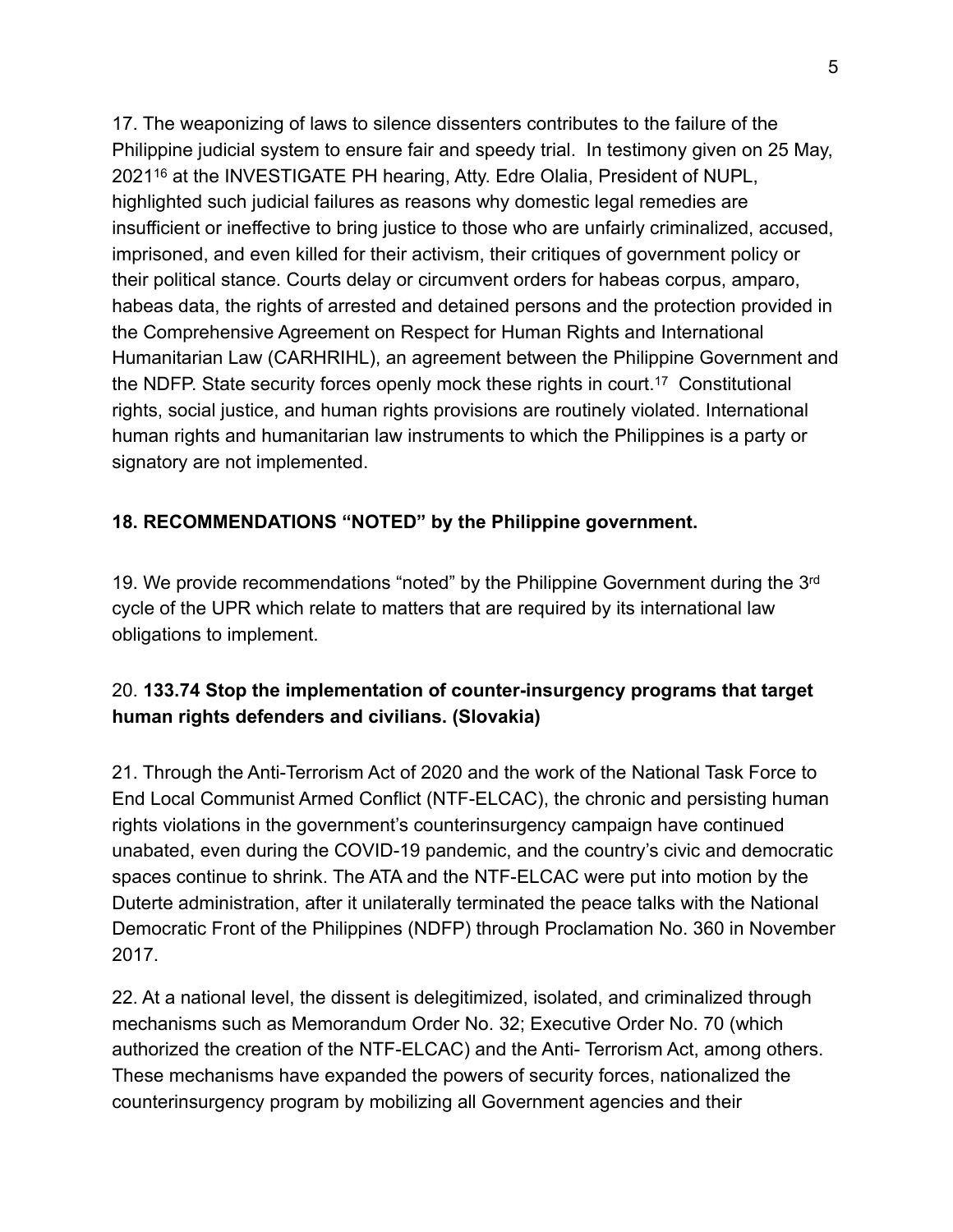17. The weaponizing of laws to silence dissenters contributes to the failure of the Philippine judicial system to ensure fair and speedy trial. In testimony given on 25 May, 2021[16] at the INVESTIGATE PH hearing, Atty. Edre Olalia, President of NUPL, highlighted such judicial failures as reasons why domestic legal remedies are insufficient or ineffective to bring justice to those who are unfairly criminalized, accused, imprisoned, and even killed for their activism, their critiques of government policy or their political stance. Courts delay or circumvent orders for habeas corpus, amparo, habeas data, the rights of arrested and detained persons and the protection provided in the Comprehensive Agreement on Respect for Human Rights and International Humanitarian Law (CARHRIHL), an agreement between the Philippine Government and the NDFP. State security forces openly mock these rights in court.[17] Constitutional rights, social justice, and human rights provisions are routinely violated. International human rights and humanitarian law instruments to which the Philippines is a party or signatory are not implemented.

**18. RECOMMENDATIONS "NOTED" by the Philippine government.**

19. We provide recommendations "noted" by the Philippine Government during the 3rd cycle of the UPR which relate to matters that are required by its international law obligations to implement.

20. **133.74 Stop the implementation of counter-insurgency programs that target human rights defenders and civilians. (Slovakia)**

21. Through the Anti-Terrorism Act of 2020 and the work of the National Task Force to End Local Communist Armed Conflict (NTF-ELCAC), the chronic and persisting human rights violations in the government's counterinsurgency campaign have continued unabated, even during the COVID-19 pandemic, and the country's civic and democratic spaces continue to shrink. The ATA and the NTF-ELCAC were put into motion by the Duterte administration, after it unilaterally terminated the peace talks with the National Democratic Front of the Philippines (NDFP) through Proclamation No. 360 in November 2017.

22. At a national level, the dissent is delegitimized, isolated, and criminalized through mechanisms such as Memorandum Order No. 32; Executive Order No. 70 (which authorized the creation of the NTF-ELCAC) and the Anti- Terrorism Act, among others. These mechanisms have expanded the powers of security forces, nationalized the counterinsurgency program by mobilizing all Government agencies and their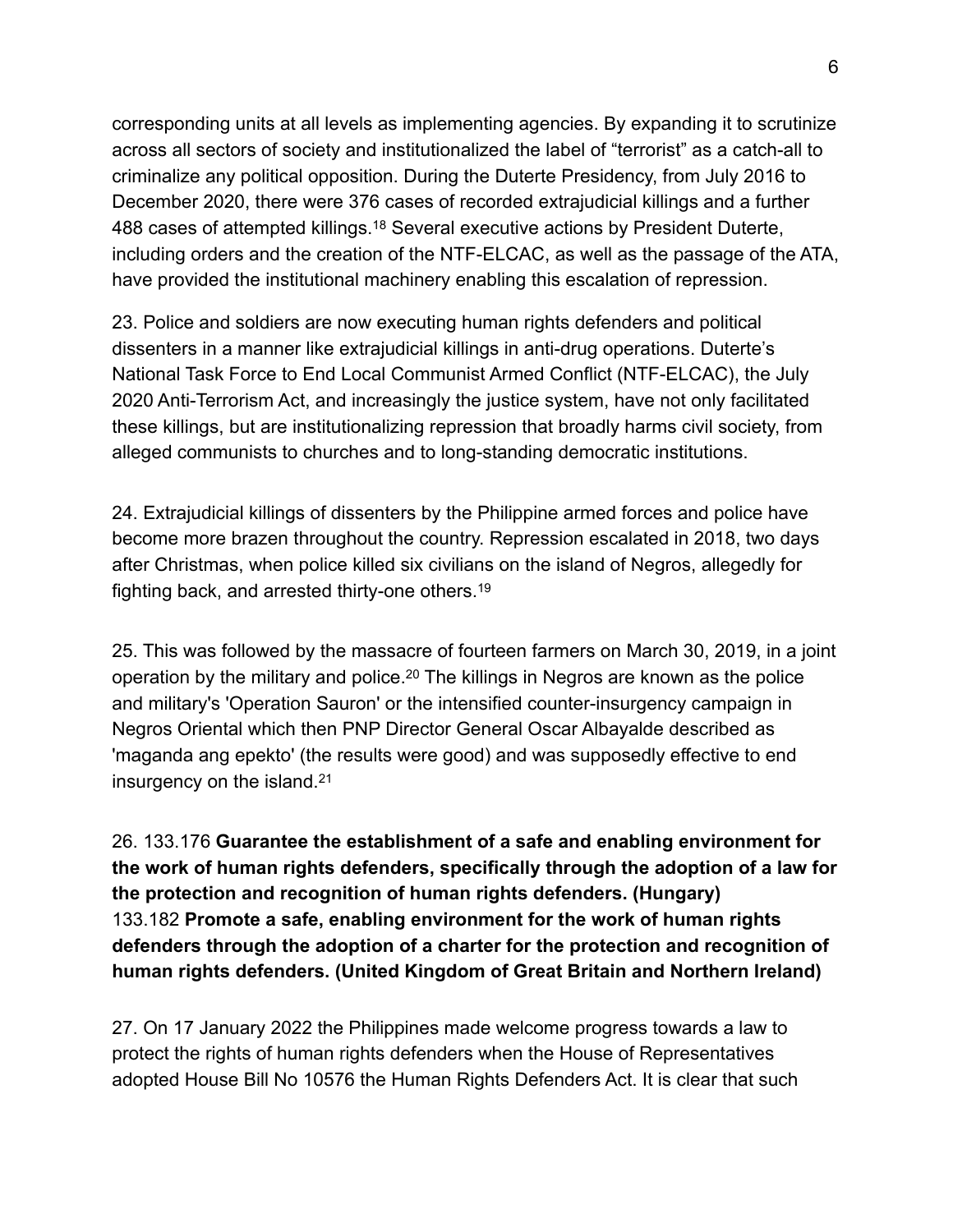corresponding units at all levels as implementing agencies. By expanding it to scrutinize across all sectors of society and institutionalized the label of "terrorist" as a catch-all to criminalize any political opposition. During the Duterte Presidency, from July 2016 to December 2020, there were 376 cases of recorded extrajudicial killings and a further 488 cases of attempted killings.[18] Several executive actions by President Duterte, including orders and the creation of the NTF-ELCAC, as well as the passage of the ATA, have provided the institutional machinery enabling this escalation of repression.

23. Police and soldiers are now executing human rights defenders and political dissenters in a manner like extrajudicial killings in anti-drug operations. Duterte's National Task Force to End Local Communist Armed Conflict (NTF-ELCAC), the July 2020 Anti-Terrorism Act, and increasingly the justice system, have not only facilitated these killings, but are institutionalizing repression that broadly harms civil society, from alleged communists to churches and to long-standing democratic institutions.

24. Extrajudicial killings of dissenters by the Philippine armed forces and police have become more brazen throughout the country. Repression escalated in 2018, two days after Christmas, when police killed six civilians on the island of Negros, allegedly for fighting back, and arrested thirty-one others.[19]

25. This was followed by the massacre of fourteen farmers on March 30, 2019, in a joint operation by the military and police.[20] The killings in Negros are known as the police and military's 'Operation Sauron' or the intensified counter-insurgency campaign in Negros Oriental which then PNP Director General Oscar Albayalde described as 'maganda ang epekto' (the results were good) and was supposedly effective to end insurgency on the island.[21]

26. 133.176 **Guarantee the establishment of a safe and enabling environment for the work of human rights defenders, specifically through the adoption of a law for the protection and recognition of human rights defenders. (Hungary)**
133.182 **Promote a safe, enabling environment for the work of human rights defenders through the adoption of a charter for the protection and recognition of human rights defenders. (United Kingdom of Great Britain and Northern Ireland)**

27. On 17 January 2022 the Philippines made welcome progress towards a law to protect the rights of human rights defenders when the House of Representatives adopted House Bill No 10576 the Human Rights Defenders Act. It is clear that such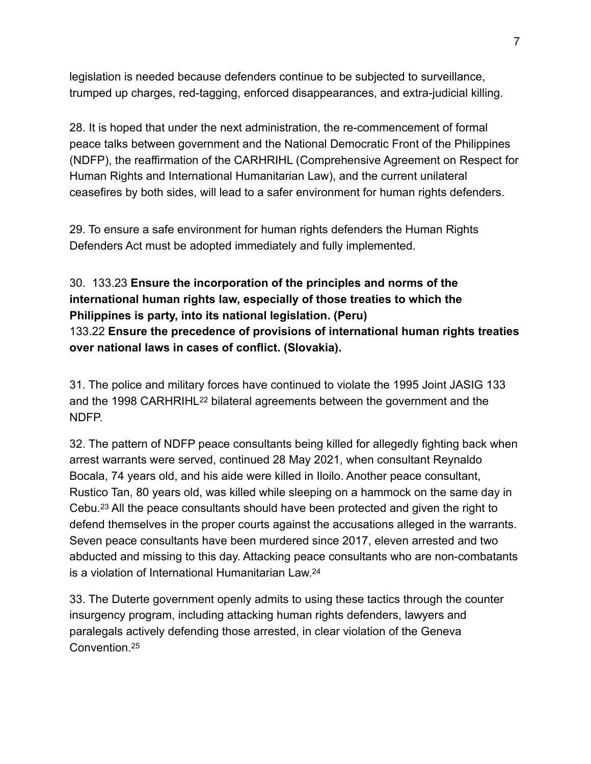legislation is needed because defenders continue to be subjected to surveillance, trumped up charges, red-tagging, enforced disappearances, and extra-judicial killing.

28. It is hoped that under the next administration, the re-commencement of formal peace talks between government and the National Democratic Front of the Philippines (NDFP), the reaffirmation of the CARHRIHL (Comprehensive Agreement on Respect for Human Rights and International Humanitarian Law), and the current unilateral ceasefires by both sides, will lead to a safer environment for human rights defenders.

29. To ensure a safe environment for human rights defenders the Human Rights Defenders Act must be adopted immediately and fully implemented.

30. 133.23 **Ensure the incorporation of the principles and norms of the international human rights law, especially of those treaties to which the Philippines is party, into its national legislation. (Peru)**
133.22 **Ensure the precedence of provisions of international human rights treaties over national laws in cases of conflict. (Slovakia).**

31. The police and military forces have continued to violate the 1995 Joint JASIG 133 and the 1998 CARHRIHL[22] bilateral agreements between the government and the NDFP.

32. The pattern of NDFP peace consultants being killed for allegedly fighting back when arrest warrants were served, continued 28 May 2021, when consultant Reynaldo Bocala, 74 years old, and his aide were killed in Iloilo. Another peace consultant, Rustico Tan, 80 years old, was killed while sleeping on a hammock on the same day in Cebu.[23] All the peace consultants should have been protected and given the right to defend themselves in the proper courts against the accusations alleged in the warrants. Seven peace consultants have been murdered since 2017, eleven arrested and two abducted and missing to this day. Attacking peace consultants who are non-combatants is a violation of International Humanitarian Law.[24]

33. The Duterte government openly admits to using these tactics through the counter insurgency program, including attacking human rights defenders, lawyers and paralegals actively defending those arrested, in clear violation of the Geneva Convention.[25]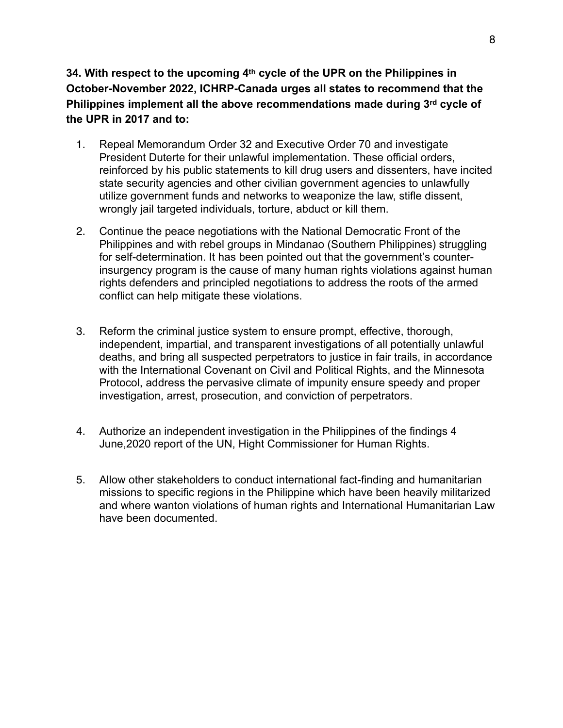**34. With respect to the upcoming 4th cycle of the UPR on the Philippines in October-November 2022, ICHRP-Canada urges all states to recommend that the Philippines implement all the above recommendations made during 3rd cycle of the UPR in 2017 and to:**

1. Repeal Memorandum Order 32 and Executive Order 70 and investigate President Duterte for their unlawful implementation. These official orders, reinforced by his public statements to kill drug users and dissenters, have incited state security agencies and other civilian government agencies to unlawfully utilize government funds and networks to weaponize the law, stifle dissent, wrongly jail targeted individuals, torture, abduct or kill them.

2. Continue the peace negotiations with the National Democratic Front of the Philippines and with rebel groups in Mindanao (Southern Philippines) struggling for self-determination. It has been pointed out that the government's counter-insurgency program is the cause of many human rights violations against human rights defenders and principled negotiations to address the roots of the armed conflict can help mitigate these violations.

3. Reform the criminal justice system to ensure prompt, effective, thorough, independent, impartial, and transparent investigations of all potentially unlawful deaths, and bring all suspected perpetrators to justice in fair trails, in accordance with the International Covenant on Civil and Political Rights, and the Minnesota Protocol, address the pervasive climate of impunity ensure speedy and proper investigation, arrest, prosecution, and conviction of perpetrators.

4. Authorize an independent investigation in the Philippines of the findings 4 June,2020 report of the UN, Hight Commissioner for Human Rights.

5. Allow other stakeholders to conduct international fact-finding and humanitarian missions to specific regions in the Philippine which have been heavily militarized and where wanton violations of human rights and International Humanitarian Law have been documented.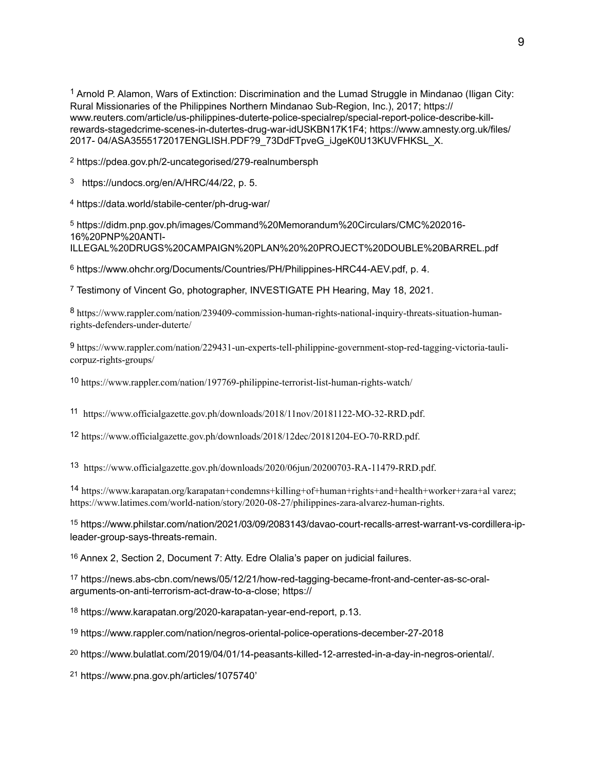[1] Arnold P. Alamon, Wars of Extinction: Discrimination and the Lumad Struggle in Mindanao (Iligan City: Rural Missionaries of the Philippines Northern Mindanao Sub-Region, Inc.), 2017; https://www.reuters.com/article/us-philippines-duterte-police-specialrep/special-report-police-describe-kill-rewards-stagedcrime-scenes-in-dutertes-drug-war-idUSKBN17K1F4; https://www.amnesty.org.uk/files/2017- 04/ASA3555172017ENGLISH.PDF?9_73DdFTpveG_iJgeK0U13KUVFHKSL_X.

[2] https://pdea.gov.ph/2-uncategorised/279-realnumbersph

[3] https://undocs.org/en/A/HRC/44/22, p. 5.

[4] https://data.world/stabile-center/ph-drug-war/

[5] https://didm.pnp.gov.ph/images/Command%20Memorandum%20Circulars/CMC%202016-16%20PNP%20ANTI-ILLEGAL%20DRUGS%20CAMPAIGN%20PLAN%20%20PROJECT%20DOUBLE%20BARREL.pdf

[6] https://www.ohchr.org/Documents/Countries/PH/Philippines-HRC44-AEV.pdf, p. 4.

[7] Testimony of Vincent Go, photographer, INVESTIGATE PH Hearing, May 18, 2021.

[8] https://www.rappler.com/nation/239409-commission-human-rights-national-inquiry-threats-situation-human-rights-defenders-under-duterte/

[9] https://www.rappler.com/nation/229431-un-experts-tell-philippine-government-stop-red-tagging-victoria-tauli-corpuz-rights-groups/

[10] https://www.rappler.com/nation/197769-philippine-terrorist-list-human-rights-watch/

[11] https://www.officialgazette.gov.ph/downloads/2018/11nov/20181122-MO-32-RRD.pdf.

[12] https://www.officialgazette.gov.ph/downloads/2018/12dec/20181204-EO-70-RRD.pdf.

[13] https://www.officialgazette.gov.ph/downloads/2020/06jun/20200703-RA-11479-RRD.pdf.

[14] https://www.karapatan.org/karapatan+condemns+killing+of+human+rights+and+health+worker+zara+al varez; https://www.latimes.com/world-nation/story/2020-08-27/philippines-zara-alvarez-human-rights.

[15] https://www.philstar.com/nation/2021/03/09/2083143/davao-court-recalls-arrest-warrant-vs-cordillera-ip-leader-group-says-threats-remain.

[16] Annex 2, Section 2, Document 7: Atty. Edre Olalia's paper on judicial failures.

[17] https://news.abs-cbn.com/news/05/12/21/how-red-tagging-became-front-and-center-as-sc-oral-arguments-on-anti-terrorism-act-draw-to-a-close; https://

[18] https://www.karapatan.org/2020-karapatan-year-end-report, p.13.

[19] https://www.rappler.com/nation/negros-oriental-police-operations-december-27-2018

[20] https://www.bulatlat.com/2019/04/01/14-peasants-killed-12-arrested-in-a-day-in-negros-oriental/.

[21] https://www.pna.gov.ph/articles/1075740'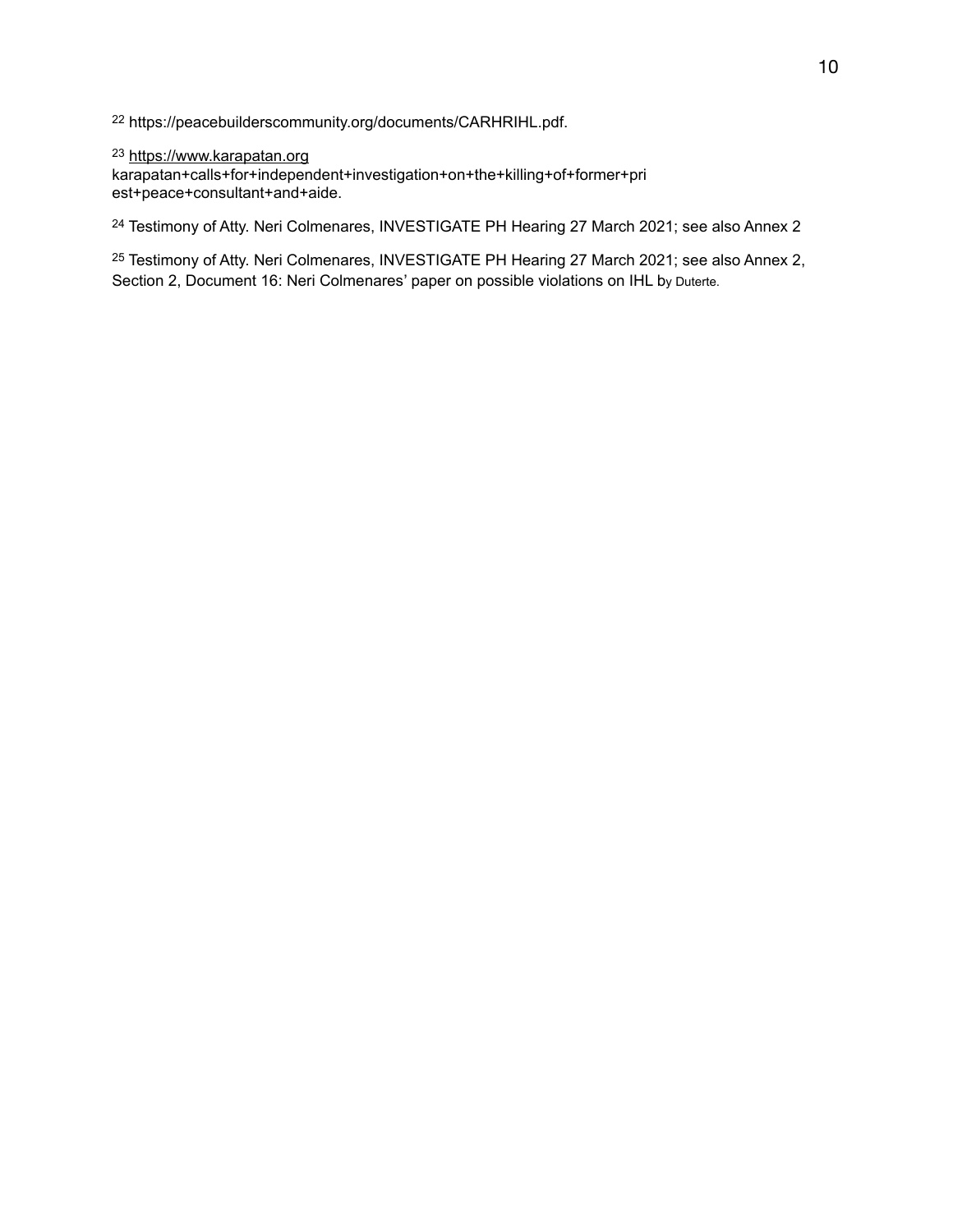[22] https://peacebuilderscommunity.org/documents/CARHRIHL.pdf.

[23] https://www.karapatan.org
karapatan+calls+for+independent+investigation+on+the+killing+of+former+pri
est+peace+consultant+and+aide.

[24] Testimony of Atty. Neri Colmenares, INVESTIGATE PH Hearing 27 March 2021; see also Annex 2

[25] Testimony of Atty. Neri Colmenares, INVESTIGATE PH Hearing 27 March 2021; see also Annex 2, Section 2, Document 16: Neri Colmenares' paper on possible violations on IHL by Duterte.